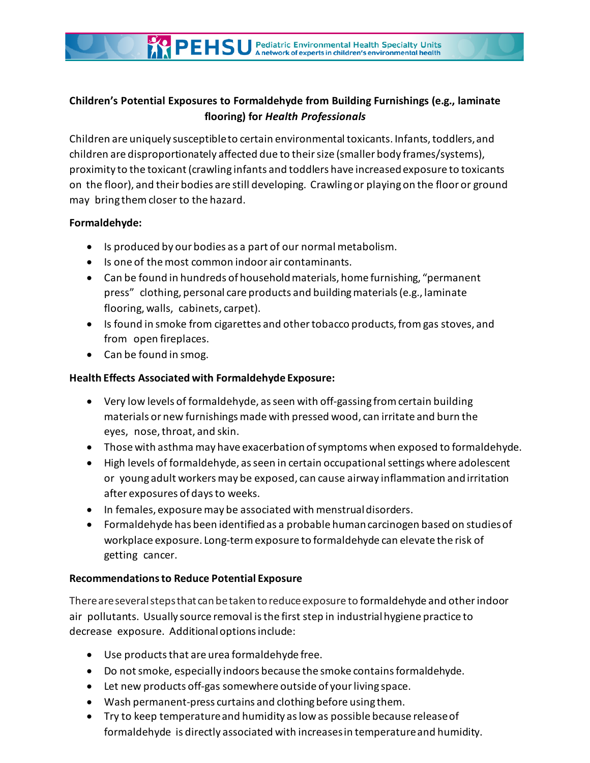PEHSU Pediatric Environmental Health Specialty Units
A network of experts in children's environmental health

## Children's Potential Exposures to Formaldehyde from Building Furnishings (e.g., laminate flooring) for *Health Professionals*

Children are uniquely susceptible to certain environmental toxicants. Infants, toddlers, and children are disproportionately affected due to their size (smaller body frames/systems), proximity to the toxicant (crawling infants and toddlers have increased exposure to toxicants on the floor), and their bodies are still developing. Crawling or playing on the floor or ground may bring them closer to the hazard.

**Formaldehyde:**

- Is produced by our bodies as a part of our normal metabolism.
- Is one of the most common indoor air contaminants.
- Can be found in hundreds of household materials, home furnishing, "permanent press" clothing, personal care products and building materials (e.g., laminate flooring, walls, cabinets, carpet).
- Is found in smoke from cigarettes and other tobacco products, from gas stoves, and from open fireplaces.
- Can be found in smog.

**Health Effects Associated with Formaldehyde Exposure:**

- Very low levels of formaldehyde, as seen with off-gassing from certain building materials or new furnishings made with pressed wood, can irritate and burn the eyes, nose, throat, and skin.
- Those with asthma may have exacerbation of symptoms when exposed to formaldehyde.
- High levels of formaldehyde, as seen in certain occupational settings where adolescent or young adult workers may be exposed, can cause airway inflammation and irritation after exposures of days to weeks.
- In females, exposure may be associated with menstrual disorders.
- Formaldehyde has been identified as a probable human carcinogen based on studies of workplace exposure. Long-term exposure to formaldehyde can elevate the risk of getting cancer.

**Recommendations to Reduce Potential Exposure**

There are several steps that can be taken to reduce exposure to formaldehyde and other indoor air pollutants. Usually source removal is the first step in industrial hygiene practice to decrease exposure. Additional options include:

- Use products that are urea formaldehyde free.
- Do not smoke, especially indoors because the smoke contains formaldehyde.
- Let new products off-gas somewhere outside of your living space.
- Wash permanent-press curtains and clothing before using them.
- Try to keep temperature and humidity as low as possible because release of formaldehyde is directly associated with increases in temperature and humidity.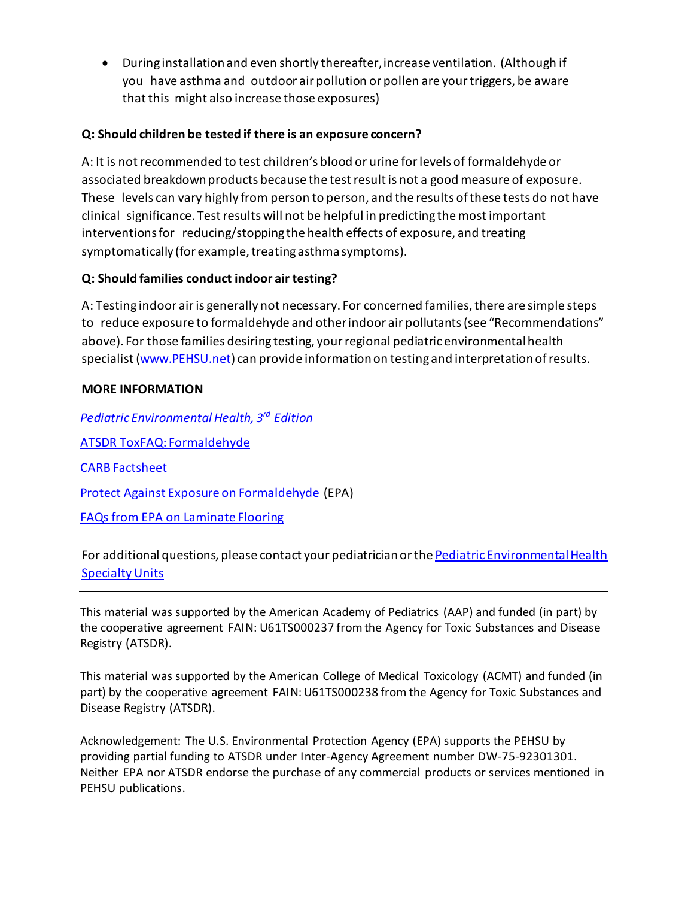- During installation and even shortly thereafter, increase ventilation. (Although if you have asthma and outdoor air pollution or pollen are your triggers, be aware that this might also increase those exposures)

**Q: Should children be tested if there is an exposure concern?**

A: It is not recommended to test children's blood or urine for levels of formaldehyde or associated breakdown products because the test result is not a good measure of exposure. These levels can vary highly from person to person, and the results of these tests do not have clinical significance. Test results will not be helpful in predicting the most important interventions for reducing/stopping the health effects of exposure, and treating symptomatically (for example, treating asthma symptoms).

**Q: Should families conduct indoor air testing?**

A: Testing indoor air is generally not necessary. For concerned families, there are simple steps to reduce exposure to formaldehyde and other indoor air pollutants (see "Recommendations" above). For those families desiring testing, your regional pediatric environmental health specialist (www.PEHSU.net) can provide information on testing and interpretation of results.

**MORE INFORMATION**

*Pediatric Environmental Health, 3rd Edition*

ATSDR ToxFAQ: Formaldehyde

CARB Factsheet

Protect Against Exposure on Formaldehyde (EPA)

FAQs from EPA on Laminate Flooring

For additional questions, please contact your pediatrician or the Pediatric Environmental Health Specialty Units

---

This material was supported by the American Academy of Pediatrics (AAP) and funded (in part) by the cooperative agreement FAIN: U61TS000237 from the Agency for Toxic Substances and Disease Registry (ATSDR).

This material was supported by the American College of Medical Toxicology (ACMT) and funded (in part) by the cooperative agreement FAIN: U61TS000238 from the Agency for Toxic Substances and Disease Registry (ATSDR).

Acknowledgement: The U.S. Environmental Protection Agency (EPA) supports the PEHSU by providing partial funding to ATSDR under Inter-Agency Agreement number DW-75-92301301. Neither EPA nor ATSDR endorse the purchase of any commercial products or services mentioned in PEHSU publications.